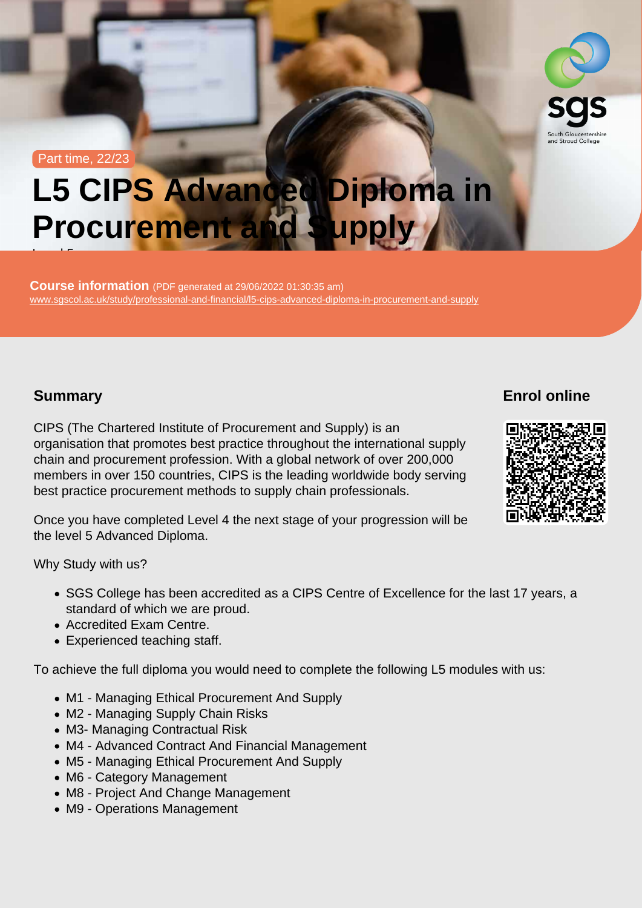Part time, 22/23

# L5 CIPS Advanced Diploma in Procurement and Supply

Level 5

**Course information** (PDF generated at 29/06/2022 01:30:35 am)
www.sgscol.ac.uk/study/professional-and-financial/l5-cips-advanced-diploma-in-procurement-and-supply

## Summary

CIPS (The Chartered Institute of Procurement and Supply) is an organisation that promotes best practice throughout the international supply chain and procurement profession. With a global network of over 200,000 members in over 150 countries, CIPS is the leading worldwide body serving best practice procurement methods to supply chain professionals.

Once you have completed Level 4 the next stage of your progression will be the level 5 Advanced Diploma.

Why Study with us?

- SGS College has been accredited as a CIPS Centre of Excellence for the last 17 years, a standard of which we are proud.
- Accredited Exam Centre.
- Experienced teaching staff.

To achieve the full diploma you would need to complete the following L5 modules with us:

- M1 - Managing Ethical Procurement And Supply
- M2 - Managing Supply Chain Risks
- M3- Managing Contractual Risk
- M4 - Advanced Contract And Financial Management
- M5 - Managing Ethical Procurement And Supply
- M6 - Category Management
- M8 - Project And Change Management
- M9 - Operations Management

## Enrol online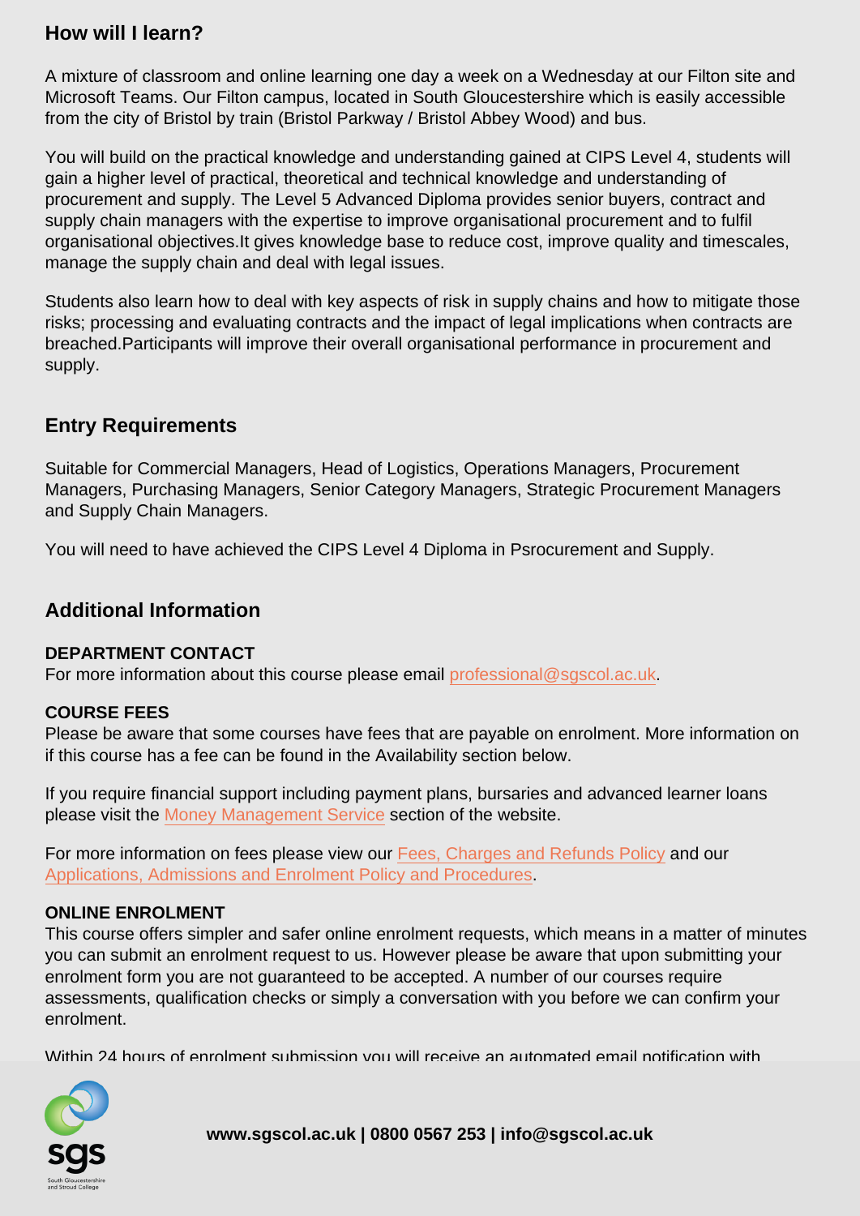## How will I learn?

A mixture of classroom and online learning one day a week on a Wednesday at our Filton site and Microsoft Teams. Our Filton campus, located in South Gloucestershire which is easily accessible from the city of Bristol by train (Bristol Parkway / Bristol Abbey Wood) and bus.

You will build on the practical knowledge and understanding gained at CIPS Level 4, students will gain a higher level of practical, theoretical and technical knowledge and understanding of procurement and supply. The Level 5 Advanced Diploma provides senior buyers, contract and supply chain managers with the expertise to improve organisational procurement and to fulfil organisational objectives.It gives knowledge base to reduce cost, improve quality and timescales, manage the supply chain and deal with legal issues.

Students also learn how to deal with key aspects of risk in supply chains and how to mitigate those risks; processing and evaluating contracts and the impact of legal implications when contracts are breached.Participants will improve their overall organisational performance in procurement and supply.

## Entry Requirements

Suitable for Commercial Managers, Head of Logistics, Operations Managers, Procurement Managers, Purchasing Managers, Senior Category Managers, Strategic Procurement Managers and Supply Chain Managers.

You will need to have achieved the CIPS Level 4 Diploma in Psrocurement and Supply.

## Additional Information

**DEPARTMENT CONTACT**
For more information about this course please email professional@sgscol.ac.uk.

**COURSE FEES**
Please be aware that some courses have fees that are payable on enrolment. More information on if this course has a fee can be found in the Availability section below.

If you require financial support including payment plans, bursaries and advanced learner loans please visit the Money Management Service section of the website.

For more information on fees please view our Fees, Charges and Refunds Policy and our Applications, Admissions and Enrolment Policy and Procedures.

**ONLINE ENROLMENT**
This course offers simpler and safer online enrolment requests, which means in a matter of minutes you can submit an enrolment request to us. However please be aware that upon submitting your enrolment form you are not guaranteed to be accepted. A number of our courses require assessments, qualification checks or simply a conversation with you before we can confirm your enrolment.

Within 24 hours of enrolment submission you will receive an automated email notification with